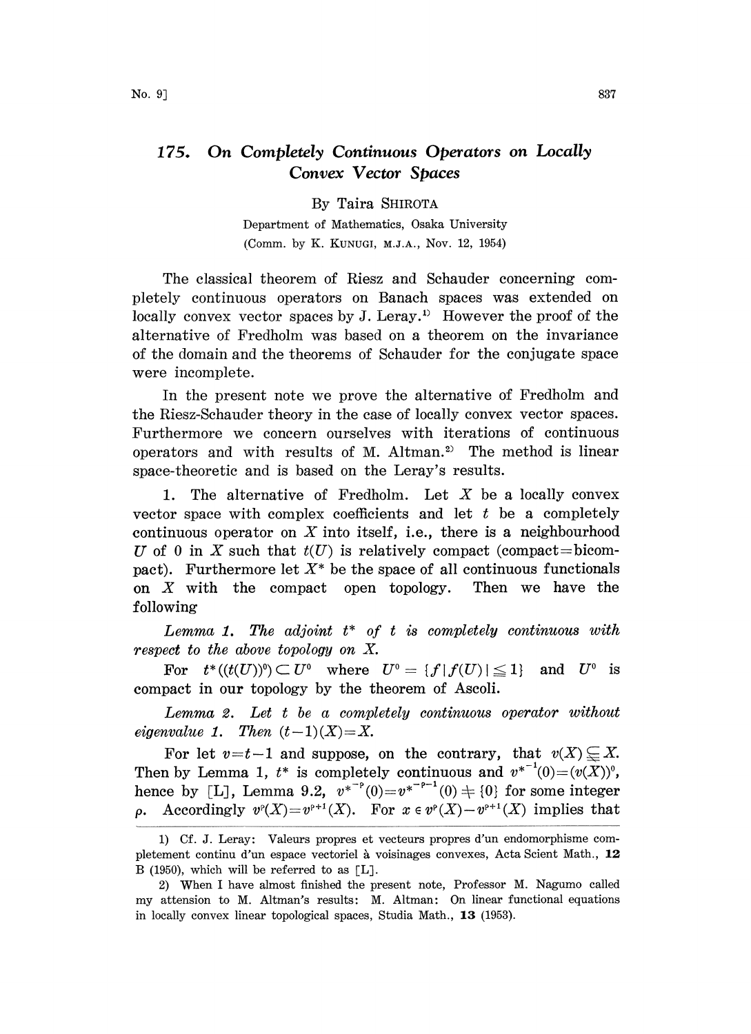# 175. On Completely Continuous Operators on Locally Convex Vector Spaces

By Taira SHIROTA

Department of Mathematics, Osaka University

(Comm. by K. KUNUGI, M.J.A., Nov. 12, 1954)

The classical theorem of Riesz and Schauder concerning completely continuous operators on Banach spaces was extended on locally convex vector spaces by J. Leray.[1] However the proof of the alternative of Fredholm was based on a theorem on the invariance of the domain and the theorems of Schauder for the conjugate space were incomplete.

In the present note we prove the alternative of Fredholm and the Riesz-Schauder theory in the case of locally convex vector spaces. Furthermore we concern ourselves with iterations of continuous operators and with results of M. Altman.[2] The method is linear space-theoretic and is based on the Leray's results.

1. The alternative of Fredholm. Let $X$ be a locally convex vector space with complex coefficients and let $t$ be a completely continuous operator on $X$ into itself, i.e., there is a neighbourhood $U$ of 0 in $X$ such that $t(U)$ is relatively compact (compact=bicompact). Furthermore let $X^*$ be the space of all continuous functionals on $X$ with the compact open topology. Then we have the following

*Lemma 1. The adjoint $t^*$ of $t$ is completely continuous with respect to the above topology on $X$.*

For $t^*((t(U))^0) \subset U^0$ where $U^0 = \{f \mid |f(U)| \leqq 1\}$ and $U^0$ is compact in our topology by the theorem of Ascoli.

*Lemma 2. Let $t$ be a completely continuous operator without eigenvalue 1. Then $(t-1)(X)=X$.*

For let $v=t-1$ and suppose, on the contrary, that $v(X) \subsetneqq X$. Then by Lemma 1, $t^*$ is completely continuous and $v^{*^{-1}}(0)=(v(X))^0$, hence by [L], Lemma 9.2, $v^{*^{-\rho}}(0)=v^{*^{-\rho-1}}(0) \neq \{0\}$ for some integer $\rho$. Accordingly $v^\rho(X)=v^{\rho+1}(X)$. For $x \in v^\rho(X)-v^{\rho+1}(X)$ implies that

---

1) Cf. J. Leray: Valeurs propres et vecteurs propres d'un endomorphisme complètement continu d'un espace vectoriel à voisinages convexes, Acta Scient Math., **12** B (1950), which will be referred to as [L].

2) When I have almost finished the present note, Professor M. Nagumo called my attension to M. Altman's results: M. Altman: On linear functional equations in locally convex linear topological spaces, Studia Math., **13** (1953).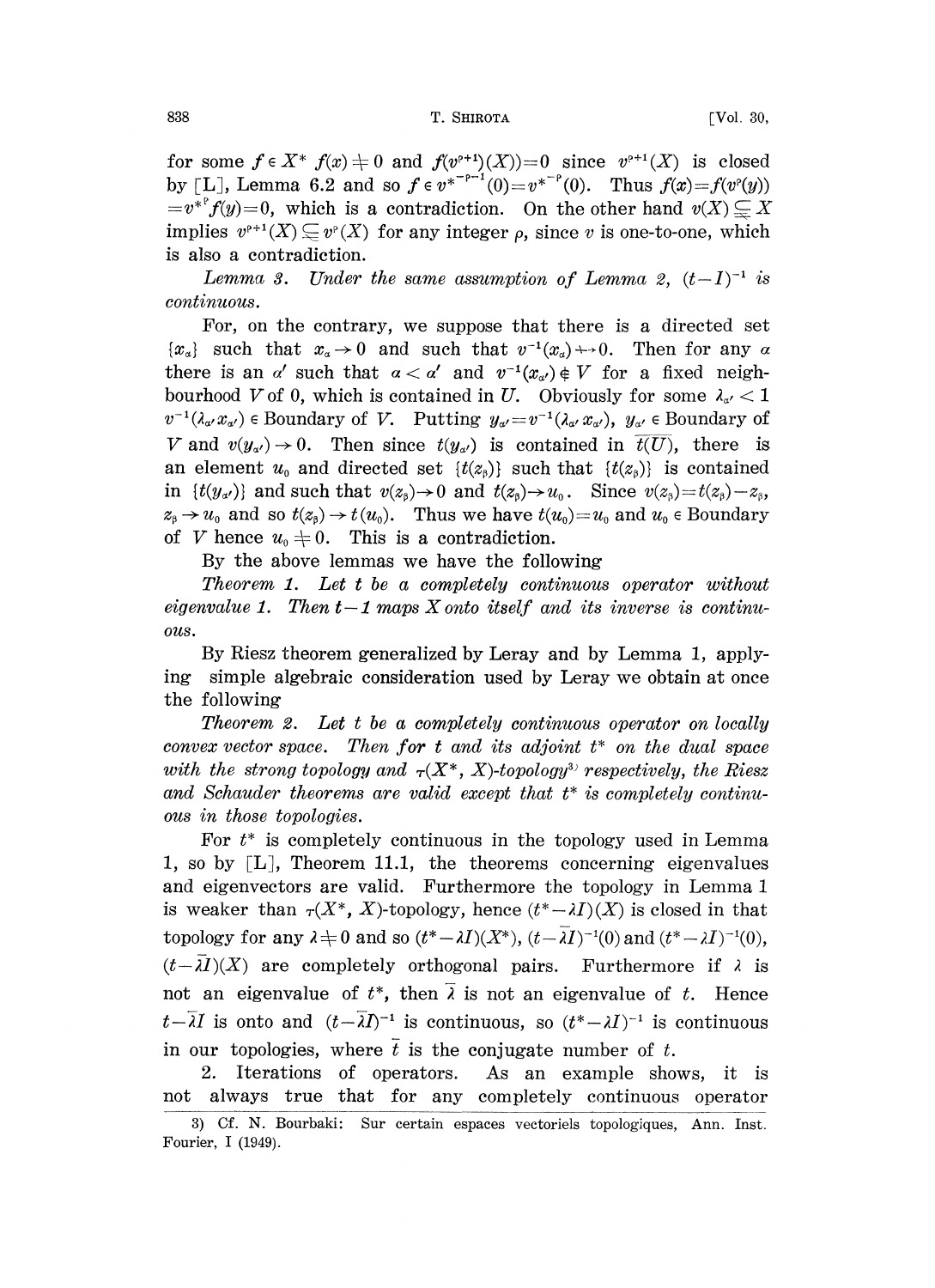for some $f \in X^*$ $f(x) \neq 0$ and $f(v^{\rho+1})(X))=0$ since $v^{\rho+1}(X)$ is closed by [L], Lemma 6.2 and so $f \in v^{*^{-\rho-1}}(0)=v^{*^{-\rho}}(0)$. Thus $f(x)=f(v^\rho(y)) =v^{*^\rho}f(y)=0$, which is a contradiction. On the other hand $v(X) \subsetneqq X$ implies $v^{\rho+1}(X) \subsetneqq v^\rho(X)$ for any integer $\rho$, since $v$ is one-to-one, which is also a contradiction.

*Lemma 3. Under the same assumption of Lemma 2, $(t-I)^{-1}$ is continuous.*

For, on the contrary, we suppose that there is a directed set $\{x_\alpha\}$ such that $x_\alpha \to 0$ and such that $v^{-1}(x_\alpha) \not\to 0$. Then for any $\alpha$ there is an $\alpha'$ such that $\alpha < \alpha'$ and $v^{-1}(x_{\alpha'}) \notin V$ for a fixed neighbourhood $V$ of 0, which is contained in $U$. Obviously for some $\lambda_{\alpha'} < 1$ $v^{-1}(\lambda_{\alpha'} x_{\alpha'}) \in$ Boundary of $V$. Putting $y_{\alpha'}=v^{-1}(\lambda_{\alpha'} x_{\alpha'})$, $y_{\alpha'} \in$ Boundary of $V$ and $v(y_{\alpha'}) \to 0$. Then since $t(y_{\alpha'})$ is contained in $\overline{t(U)}$, there is an element $u_0$ and directed set $\{t(z_\beta)\}$ such that $\{t(z_\beta)\}$ is contained in $\{t(y_{\alpha'})\}$ and such that $v(z_\beta) \to 0$ and $t(z_\beta) \to u_0$. Since $v(z_\beta)=t(z_\beta)-z_\beta$, $z_\beta \to u_0$ and so $t(z_\beta) \to t(u_0)$. Thus we have $t(u_0)=u_0$ and $u_0 \in$ Boundary of $V$ hence $u_0 \neq 0$. This is a contradiction.

By the above lemmas we have the following

*Theorem 1. Let $t$ be a completely continuous operator without eigenvalue 1. Then $t-1$ maps $X$ onto itself and its inverse is continuous.*

By Riesz theorem generalized by Leray and by Lemma 1, applying simple algebraic consideration used by Leray we obtain at once the following

*Theorem 2. Let $t$ be a completely continuous operator on locally convex vector space. Then for $t$ and its adjoint $t^*$ on the dual space with the strong topology and $\tau(X^*, X)$-topology[3] respectively, the Riesz and Schauder theorems are valid except that $t^*$ is completely continuous in those topologies.*

For $t^*$ is completely continuous in the topology used in Lemma 1, so by [L], Theorem 11.1, the theorems concerning eigenvalues and eigenvectors are valid. Furthermore the topology in Lemma 1 is weaker than $\tau(X^*, X)$-topology, hence $(t^*-\lambda I)(X)$ is closed in that topology for any $\lambda \neq 0$ and so $(t^*-\lambda I)(X^*)$, $(t-\bar{\lambda} I)^{-1}(0)$ and $(t^*-\lambda I)^{-1}(0)$, $(t-\bar{\lambda} I)(X)$ are completely orthogonal pairs. Furthermore if $\lambda$ is not an eigenvalue of $t^*$, then $\bar{\lambda}$ is not an eigenvalue of $t$. Hence $t-\bar{\lambda} I$ is onto and $(t-\bar{\lambda} I)^{-1}$ is continuous, so $(t^*-\lambda I)^{-1}$ is continuous in our topologies, where $\bar{t}$ is the conjugate number of $t$.

2. Iterations of operators. As an example shows, it is not always true that for any completely continuous operator

3) Cf. N. Bourbaki: Sur certain espaces vectoriels topologiques, Ann. Inst. Fourier, I (1949).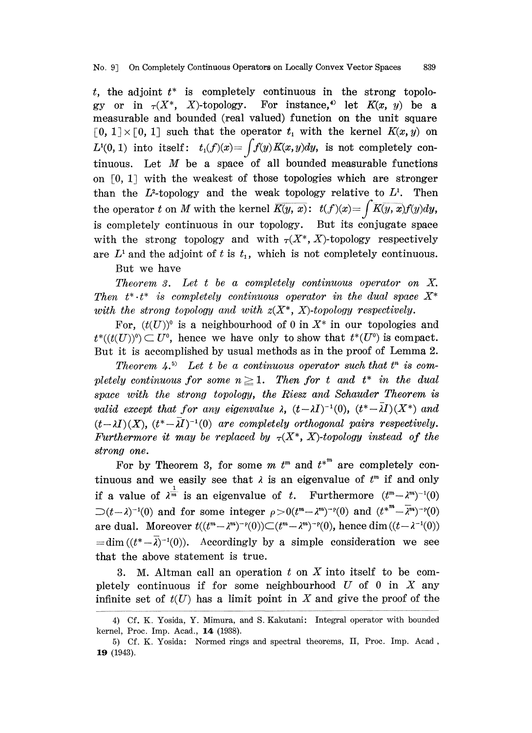$t$, the adjoint $t^*$ is completely continuous in the strong topology or in $\tau(X^*, X)$-topology. For instance,[4] let $K(x, y)$ be a measurable and bounded (real valued) function on the unit square $[0, 1]\times[0, 1]$ such that the operator $t_1$ with the kernel $K(x, y)$ on $L^1(0, 1)$ into itself: $t_1(f)(x)=\int f(y)K(x, y)dy$, is not completely continuous. Let $M$ be a space of all bounded measurable functions on $[0, 1]$ with the weakest of those topologies which are stronger than the $L^2$-topology and the weak topology relative to $L^1$. Then the operator $t$ on $M$ with the kernel $\overline{K(y, x)}$: $t(f)(x)=\int \overline{K(y, x)}f(y)dy$, is completely continuous in our topology. But its conjugate space with the strong topology and with $\tau(X^*, X)$-topology respectively are $L^1$ and the adjoint of $t$ is $t_1$, which is not completely continuous.

But we have

*Theorem 3. Let $t$ be a completely continuous operator on $X$. Then $t^*\cdot t^*$ is completely continuous operator in the dual space $X^*$ with the strong topology and with $z(X^*, X)$-topology respectively.*

For, $(t(U))^0$ is a neighbourhood of 0 in $X^*$ in our topologies and $t^*((t(U))^0)\subset U^0$, hence we have only to show that $t^*(U^0)$ is compact. But it is accomplished by usual methods as in the proof of Lemma 2.

*Theorem 4.*[5] *Let $t$ be a continuous operator such that $t^n$ is completely continuous for some $n\geqq 1$. Then for $t$ and $t^*$ in the dual space with the strong topology, the Riesz and Schauder Theorem is valid except that for any eigenvalue $\lambda$, $(t-\lambda I)^{-1}(0)$, $(t^*-\bar{\lambda}I)(X^*)$ and $(t-\lambda I)(X)$, $(t^*-\bar{\lambda}I)^{-1}(0)$ are completely orthogonal pairs respectively. Furthermore it may be replaced by $\tau(X^*, X)$-topology instead of the strong one.*

For by Theorem 3, for some $m$ $t^m$ and $t^{*^m}$ are completely continuous and we easily see that $\lambda$ is an eigenvalue of $t^m$ if and only if a value of $\lambda^{\frac{1}{m}}$ is an eigenvalue of $t$. Furthermore $(t^m-\lambda^m)^{-1}(0)$ $\supset(t-\lambda)^{-1}(0)$ and for some integer $\rho>0$ $(t^m-\lambda^m)^{-\rho}(0)$ and $(t^{*^m}-\bar{\lambda}^m)^{-\rho}(0)$ are dual. Moreover $t((t^m-\lambda^m)^{-\rho}(0))\subset(t^m-\lambda^m)^{-\rho}(0)$, hence $\dim((t-\lambda^{-1}(0))$ $=\dim((t^*-\bar{\lambda})^{-1}(0))$. Accordingly by a simple consideration we see that the above statement is true.

3. M. Altman call an operation $t$ on $X$ into itself to be completely continuous if for some neighbourhood $U$ of 0 in $X$ any infinite set of $t(U)$ has a limit point in $X$ and give the proof of the

---

4) Cf. K. Yosida, Y. Mimura, and S. Kakutani: Integral operator with bounded kernel, Proc. Imp. Acad., **14** (1938).

5) Cf. K. Yosida: Normed rings and spectral theorems, II, Proc. Imp. Acad , **19** (1943).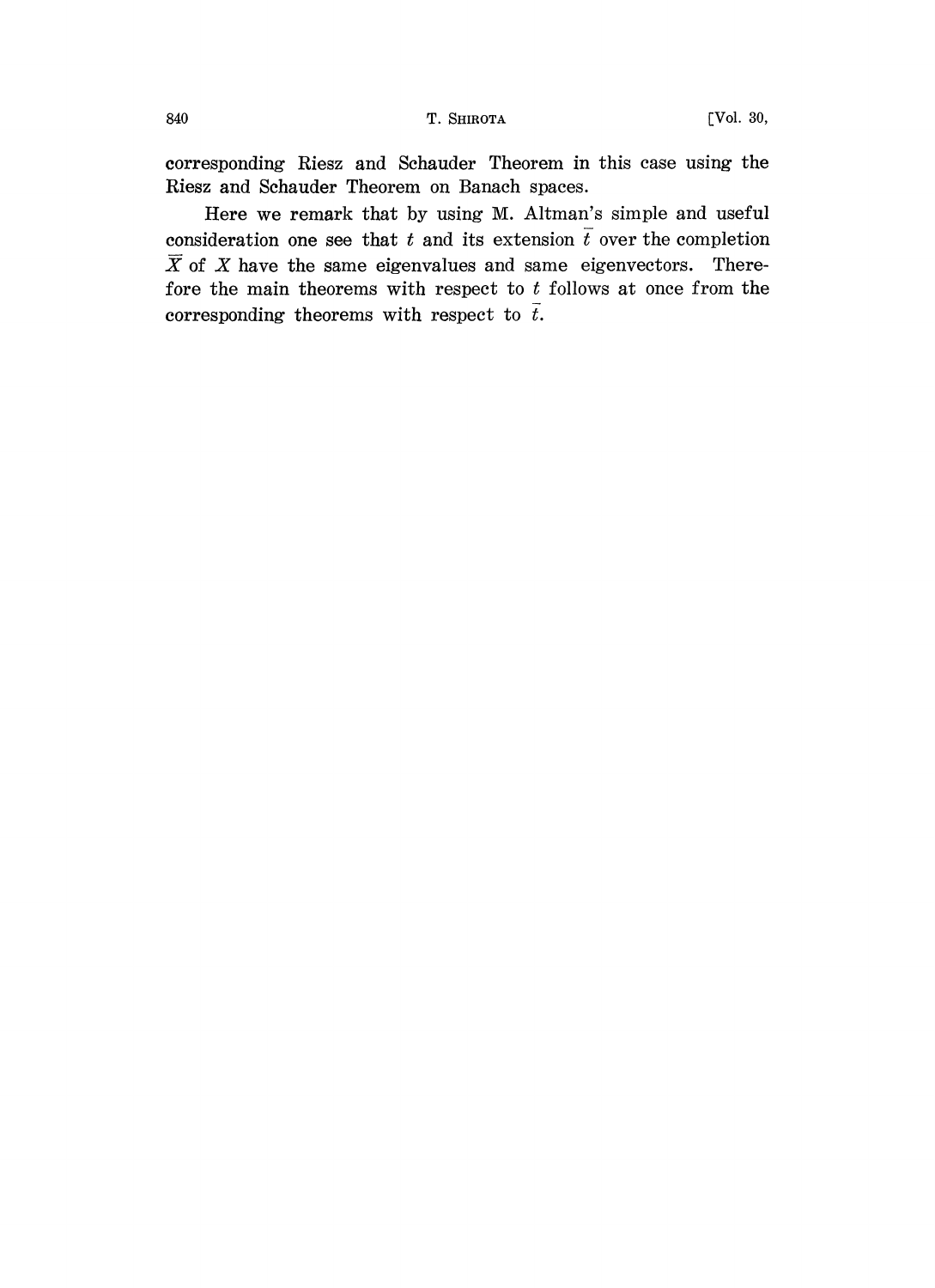corresponding Riesz and Schauder Theorem in this case using the Riesz and Schauder Theorem on Banach spaces.

Here we remark that by using M. Altman's simple and useful consideration one see that $t$ and its extension $\bar{t}$ over the completion $\bar{X}$ of $X$ have the same eigenvalues and same eigenvectors. Therefore the main theorems with respect to $t$ follows at once from the corresponding theorems with respect to $\bar{t}$.